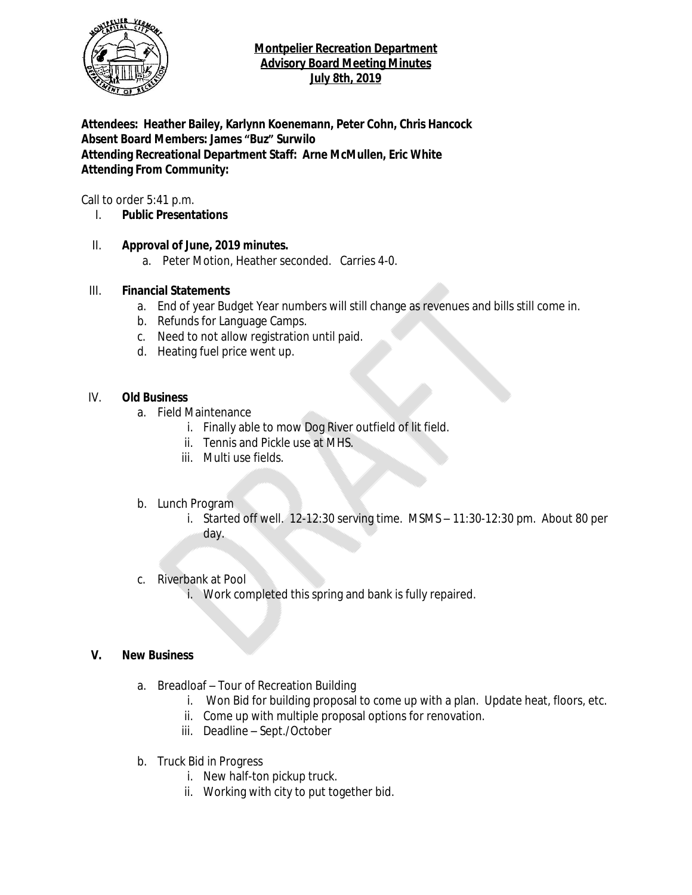**Montpelier Recreation Department**
**Advisory Board Meeting Minutes**
**July 8th, 2019**

**Attendees: Heather Bailey, Karlynn Koenemann, Peter Cohn, Chris Hancock**
**Absent Board Members: James "Buz" Surwilo**
**Attending Recreational Department Staff: Arne McMullen, Eric White**
**Attending From Community:**

Call to order 5:41 p.m.

I. **Public Presentations**

II. **Approval of June, 2019 minutes.**
   a. Peter Motion, Heather seconded. Carries 4-0.

III. **Financial Statements**
   a. End of year Budget Year numbers will still change as revenues and bills still come in.
   b. Refunds for Language Camps.
   c. Need to not allow registration until paid.
   d. Heating fuel price went up.

IV. **Old Business**
   a. Field Maintenance
      i. Finally able to mow Dog River outfield of lit field.
      ii. Tennis and Pickle use at MHS.
      iii. Multi use fields.

   b. Lunch Program
      i. Started off well. 12-12:30 serving time. MSMS – 11:30-12:30 pm. About 80 per day.

   c. Riverbank at Pool
      i. Work completed this spring and bank is fully repaired.

V. **New Business**

   a. Breadloaf – Tour of Recreation Building
      i. Won Bid for building proposal to come up with a plan. Update heat, floors, etc.
      ii. Come up with multiple proposal options for renovation.
      iii. Deadline – Sept./October

   b. Truck Bid in Progress
      i. New half-ton pickup truck.
      ii. Working with city to put together bid.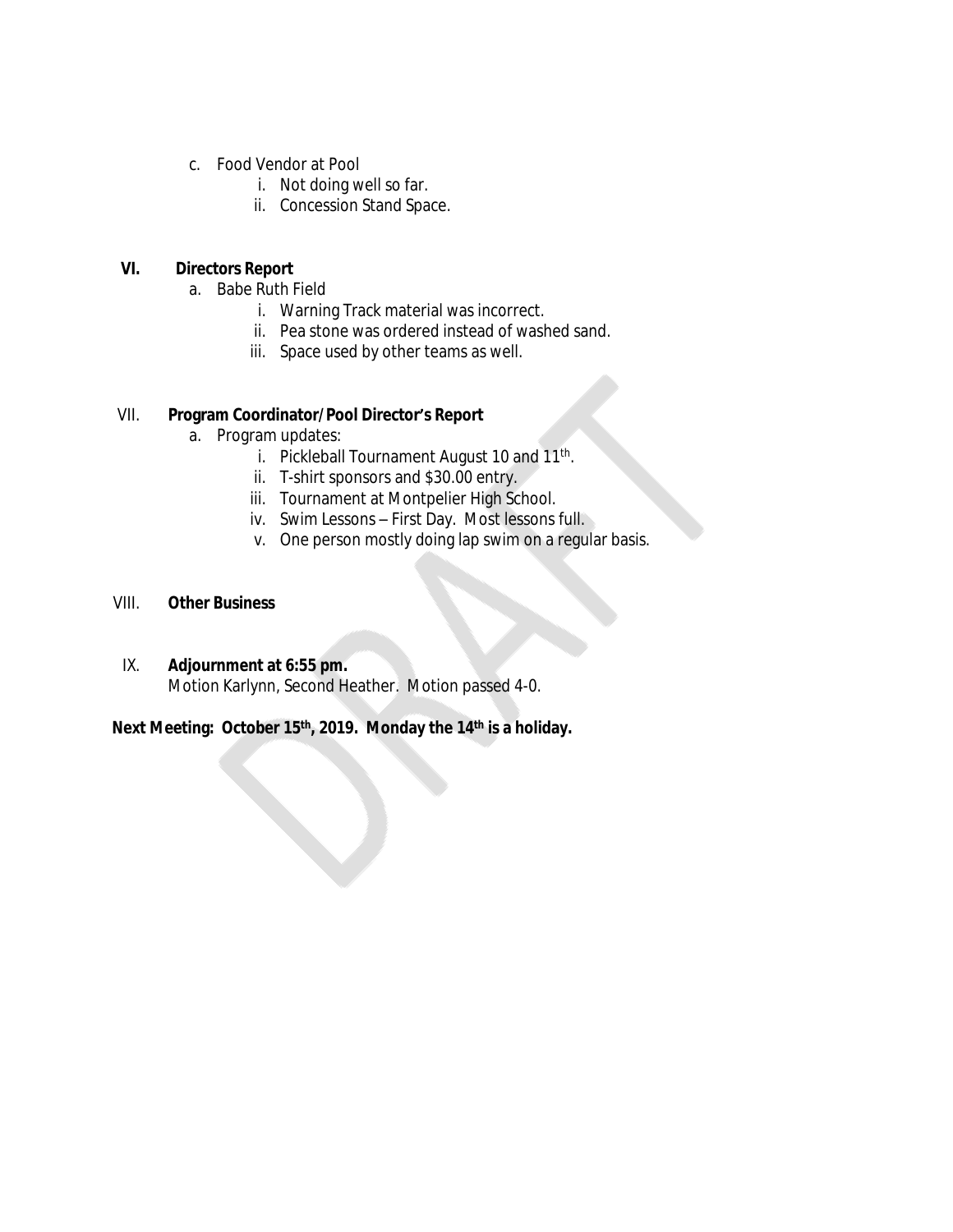c. Food Vendor at Pool
    i. Not doing well so far.
    ii. Concession Stand Space.

**VI. Directors Report**

a. Babe Ruth Field
    i. Warning Track material was incorrect.
    ii. Pea stone was ordered instead of washed sand.
    iii. Space used by other teams as well.

**VII. Program Coordinator/Pool Director's Report**

a. Program updates:
    i. Pickleball Tournament August 10 and 11th.
    ii. T-shirt sponsors and $30.00 entry.
    iii. Tournament at Montpelier High School.
    iv. Swim Lessons – First Day. Most lessons full.
    v. One person mostly doing lap swim on a regular basis.

**VIII. Other Business**

**IX. Adjournment at 6:55 pm.**

Motion Karlynn, Second Heather. Motion passed 4-0.

**Next Meeting: October 15th, 2019. Monday the 14th is a holiday.**